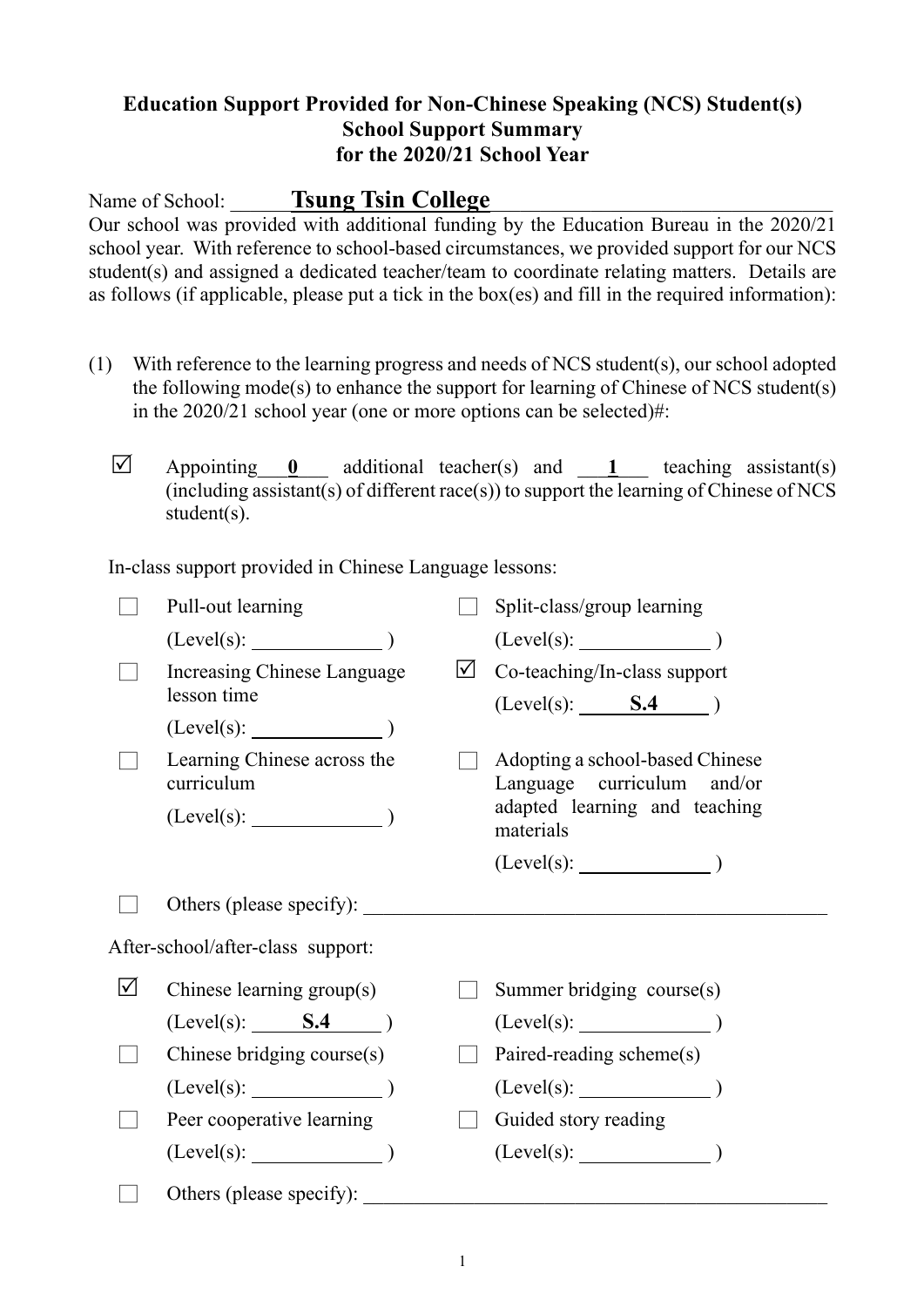**Education Support Provided for Non-Chinese Speaking (NCS) Student(s)**
**School Support Summary**
**for the 2020/21 School Year**

Name of School: **Tsung Tsin College**

Our school was provided with additional funding by the Education Bureau in the 2020/21 school year. With reference to school-based circumstances, we provided support for our NCS student(s) and assigned a dedicated teacher/team to coordinate relating matters. Details are as follows (if applicable, please put a tick in the box(es) and fill in the required information):

(1) With reference to the learning progress and needs of NCS student(s), our school adopted the following mode(s) to enhance the support for learning of Chinese of NCS student(s) in the 2020/21 school year (one or more options can be selected)#:

☑ Appointing **0** additional teacher(s) and **1** teaching assistant(s) (including assistant(s) of different race(s)) to support the learning of Chinese of NCS student(s).

In-class support provided in Chinese Language lessons:

- ☐ Pull-out learning (Level(s): ______ )
- ☐ Split-class/group learning (Level(s): ______ )
- ☐ Increasing Chinese Language lesson time (Level(s): ______ )
- ☑ Co-teaching/In-class support (Level(s): **S.4** )
- ☐ Learning Chinese across the curriculum (Level(s): ______ )
- ☐ Adopting a school-based Chinese Language curriculum and/or adapted learning and teaching materials (Level(s): ______ )
- ☐ Others (please specify): ______

After-school/after-class support:

- ☑ Chinese learning group(s) (Level(s): **S.4** )
- ☐ Summer bridging course(s) (Level(s): ______ )
- ☐ Chinese bridging course(s) (Level(s): ______ )
- ☐ Paired-reading scheme(s) (Level(s): ______ )
- ☐ Peer cooperative learning (Level(s): ______ )
- ☐ Guided story reading (Level(s): ______ )
- ☐ Others (please specify): ______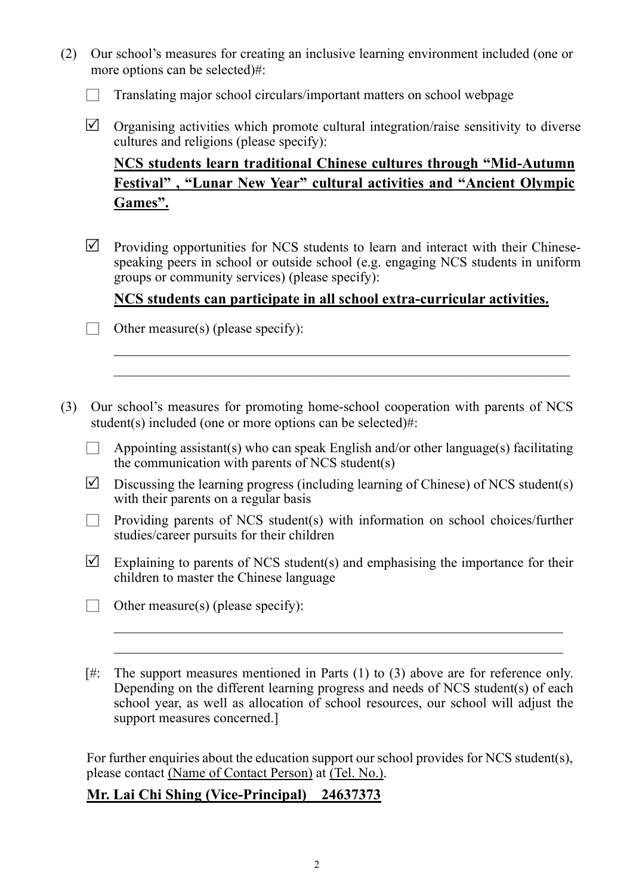(2) Our school's measures for creating an inclusive learning environment included (one or more options can be selected)#:

- ☐ Translating major school circulars/important matters on school webpage
- ☑ Organising activities which promote cultural integration/raise sensitivity to diverse cultures and religions (please specify):

  **NCS students learn traditional Chinese cultures through "Mid-Autumn Festival" , "Lunar New Year" cultural activities and "Ancient Olympic Games".**

- ☑ Providing opportunities for NCS students to learn and interact with their Chinese-speaking peers in school or outside school (e.g. engaging NCS students in uniform groups or community services) (please specify):

  **NCS students can participate in all school extra-curricular activities.**

- ☐ Other measure(s) (please specify):

  ______________________________________________________________________

  ______________________________________________________________________

(3) Our school's measures for promoting home-school cooperation with parents of NCS student(s) included (one or more options can be selected)#:

- ☐ Appointing assistant(s) who can speak English and/or other language(s) facilitating the communication with parents of NCS student(s)
- ☑ Discussing the learning progress (including learning of Chinese) of NCS student(s) with their parents on a regular basis
- ☐ Providing parents of NCS student(s) with information on school choices/further studies/career pursuits for their children
- ☑ Explaining to parents of NCS student(s) and emphasising the importance for their children to master the Chinese language
- ☐ Other measure(s) (please specify):

  ______________________________________________________________________

  ______________________________________________________________________

[#: The support measures mentioned in Parts (1) to (3) above are for reference only. Depending on the different learning progress and needs of NCS student(s) of each school year, as well as allocation of school resources, our school will adjust the support measures concerned.]

For further enquiries about the education support our school provides for NCS student(s), please contact (Name of Contact Person) at (Tel. No.).

**Mr. Lai Chi Shing (Vice-Principal) 24637373**